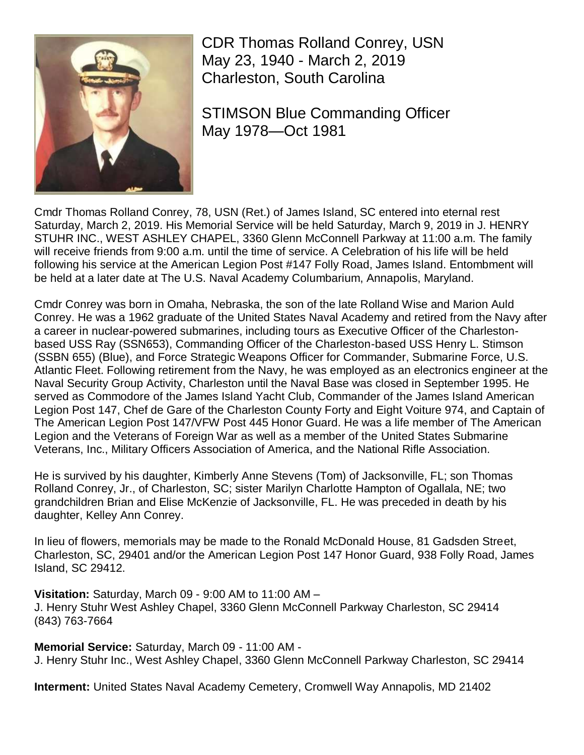CDR Thomas Rolland Conrey, USN
May 23, 1940 - March 2, 2019
Charleston, South Carolina

STIMSON Blue Commanding Officer
May 1978—Oct 1981

Cmdr Thomas Rolland Conrey, 78, USN (Ret.) of James Island, SC entered into eternal rest Saturday, March 2, 2019. His Memorial Service will be held Saturday, March 9, 2019 in J. HENRY STUHR INC., WEST ASHLEY CHAPEL, 3360 Glenn McConnell Parkway at 11:00 a.m. The family will receive friends from 9:00 a.m. until the time of service. A Celebration of his life will be held following his service at the American Legion Post #147 Folly Road, James Island. Entombment will be held at a later date at The U.S. Naval Academy Columbarium, Annapolis, Maryland.

Cmdr Conrey was born in Omaha, Nebraska, the son of the late Rolland Wise and Marion Auld Conrey. He was a 1962 graduate of the United States Naval Academy and retired from the Navy after a career in nuclear-powered submarines, including tours as Executive Officer of the Charleston-based USS Ray (SSN653), Commanding Officer of the Charleston-based USS Henry L. Stimson (SSBN 655) (Blue), and Force Strategic Weapons Officer for Commander, Submarine Force, U.S. Atlantic Fleet. Following retirement from the Navy, he was employed as an electronics engineer at the Naval Security Group Activity, Charleston until the Naval Base was closed in September 1995. He served as Commodore of the James Island Yacht Club, Commander of the James Island American Legion Post 147, Chef de Gare of the Charleston County Forty and Eight Voiture 974, and Captain of The American Legion Post 147/VFW Post 445 Honor Guard. He was a life member of The American Legion and the Veterans of Foreign War as well as a member of the United States Submarine Veterans, Inc., Military Officers Association of America, and the National Rifle Association.

He is survived by his daughter, Kimberly Anne Stevens (Tom) of Jacksonville, FL; son Thomas Rolland Conrey, Jr., of Charleston, SC; sister Marilyn Charlotte Hampton of Ogallala, NE; two grandchildren Brian and Elise McKenzie of Jacksonville, FL. He was preceded in death by his daughter, Kelley Ann Conrey.

In lieu of flowers, memorials may be made to the Ronald McDonald House, 81 Gadsden Street, Charleston, SC, 29401 and/or the American Legion Post 147 Honor Guard, 938 Folly Road, James Island, SC 29412.

**Visitation:** Saturday, March 09 - 9:00 AM to 11:00 AM –
J. Henry Stuhr West Ashley Chapel, 3360 Glenn McConnell Parkway Charleston, SC 29414
(843) 763-7664

**Memorial Service:** Saturday, March 09 - 11:00 AM -
J. Henry Stuhr Inc., West Ashley Chapel, 3360 Glenn McConnell Parkway Charleston, SC 29414

**Interment:** United States Naval Academy Cemetery, Cromwell Way Annapolis, MD 21402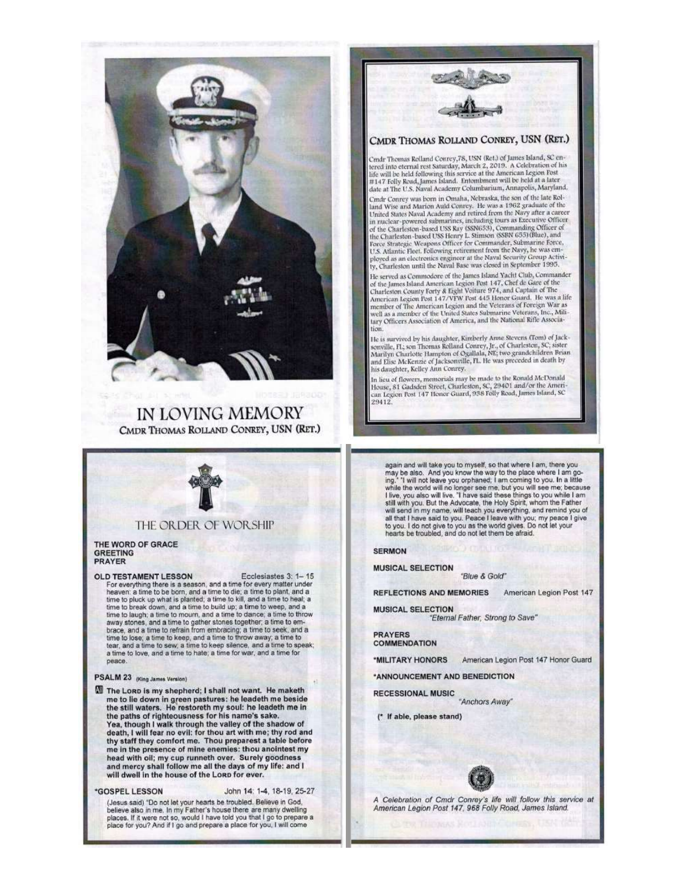# IN LOVING MEMORY

CMDR THOMAS ROLLAND CONREY, USN (RET.)

## CMDR THOMAS ROLLAND CONREY, USN (RET.)

Cmdr Thomas Rolland Conrey,78, USN (Ret.) of James Island, SC entered into eternal rest Saturday, March 2, 2019. A Celebration of his life will be held following this service at the American Legion Post #147 Folly Road, James Island. Entombment will be held at a later date at The U.S. Naval Academy Columbarium, Annapolis, Maryland.

Cmdr Conrey was born in Omaha, Nebraska, the son of the late Rolland Wise and Marion Auld Conrey. He was a 1962 graduate of the United States Naval Academy and retired from the Navy after a career in nuclear-powered submarines, including tours as Executive Officer of the Charleston-based USS Ray (SSN653), Commanding Officer of the Charleston-based USS Henry L. Stimson (SSBN 655)(Blue), and Force Strategic Weapons Officer for Commander, Submarine Force, U.S. Atlantic Fleet. Following retirement from the Navy, he was employed as an electronics engineer at the Naval Security Group Activity, Charleston until the Naval Base was closed in September 1995.

He served as Commodore of the James Island Yacht Club, Commander of the James Island American Legion Post 147, Chef de Gare of the Charleston County Forty & Eight Voiture 974, and Captain of The American Legion Post 147/VFW Post 445 Honor Guard. He was a life member of The American Legion and the Veterans of Foreign War as well as a member of the United States Submarine Veterans, Inc., Military Officers Association of America, and the National Rifle Association.

He is survived by his daughter, Kimberly Anne Stevens (Tom) of Jacksonville, FL; son Thomas Rolland Conrey, Jr., of Charleston, SC; sister Marilyn Charlotte Hampton of Ogallala, NE; two grandchildren Brian and Elise McKenzie of Jacksonville, FL. He was preceded in death by his daughter, Kelley Ann Conrey.

In lieu of flowers, memorials may be made to the Ronald McDonald House, 81 Gadsden Street, Charleston, SC, 29401 and/or the American Legion Post 147 Honor Guard, 938 Folly Road, James Island, SC 29412.

## THE ORDER OF WORSHIP

**THE WORD OF GRACE**
**GREETING**
**PRAYER**

**OLD TESTAMENT LESSON** — Ecclesiastes 3: 1– 15

For everything there is a season, and a time for every matter under heaven: a time to be born, and a time to die; a time to plant, and a time to pluck up what is planted; a time to kill, and a time to heal; a time to break down, and a time to build up; a time to weep, and a time to laugh; a time to mourn, and a time to dance; a time to throw away stones, and a time to gather stones together; a time to embrace, and a time to refrain from embracing; a time to seek, and a time to lose; a time to keep, and a time to throw away; a time to tear, and a time to sew; a time to keep silence, and a time to speak; a time to love, and a time to hate; a time for war, and a time for peace.

**PSALM 23** (King James Version)

**All The LORD is my shepherd; I shall not want. He maketh me to lie down in green pastures: he leadeth me beside the still waters. He restoreth my soul: he leadeth me in the paths of righteousness for his name's sake. Yea, though I walk through the valley of the shadow of death, I will fear no evil: for thou art with me; thy rod and thy staff they comfort me. Thou preparest a table before me in the presence of mine enemies: thou anointest my head with oil; my cup runneth over. Surely goodness and mercy shall follow me all the days of my life: and I will dwell in the house of the LORD for ever.**

**\*GOSPEL LESSON** — John 14: 1-4, 18-19, 25-27

(Jesus said) "Do not let your hearts be troubled. Believe in God, believe also in me. In my Father's house there are many dwelling places. If it were not so, would I have told you that I go to prepare a place for you? And if I go and prepare a place for you, I will come again and will take you to myself, so that where I am, there you may be also. And you know the way to the place where I am going." "I will not leave you orphaned; I am coming to you. In a little while the world will no longer see me, but you will see me; because I live, you also will live. "I have said these things to you while I am still with you. But the Advocate, the Holy Spirit, whom the Father will send in my name, will teach you everything, and remind you of all that I have said to you. Peace I leave with you; my peace I give to you. I do not give to you as the world gives. Do not let your hearts be troubled, and do not let them be afraid.

**SERMON**

**MUSICAL SELECTION** — *"Blue & Gold"*

**REFLECTIONS AND MEMORIES** — American Legion Post 147

**MUSICAL SELECTION** — *"Eternal Father, Strong to Save"*

**PRAYERS**
**COMMENDATION**

**\*MILITARY HONORS** — American Legion Post 147 Honor Guard

**\*ANNOUNCEMENT AND BENEDICTION**

**RECESSIONAL MUSIC** — *"Anchors Away"*

**(\* If able, please stand)**

*A Celebration of Cmdr Conrey's life will follow this service at American Legion Post 147, 968 Folly Road, James Island.*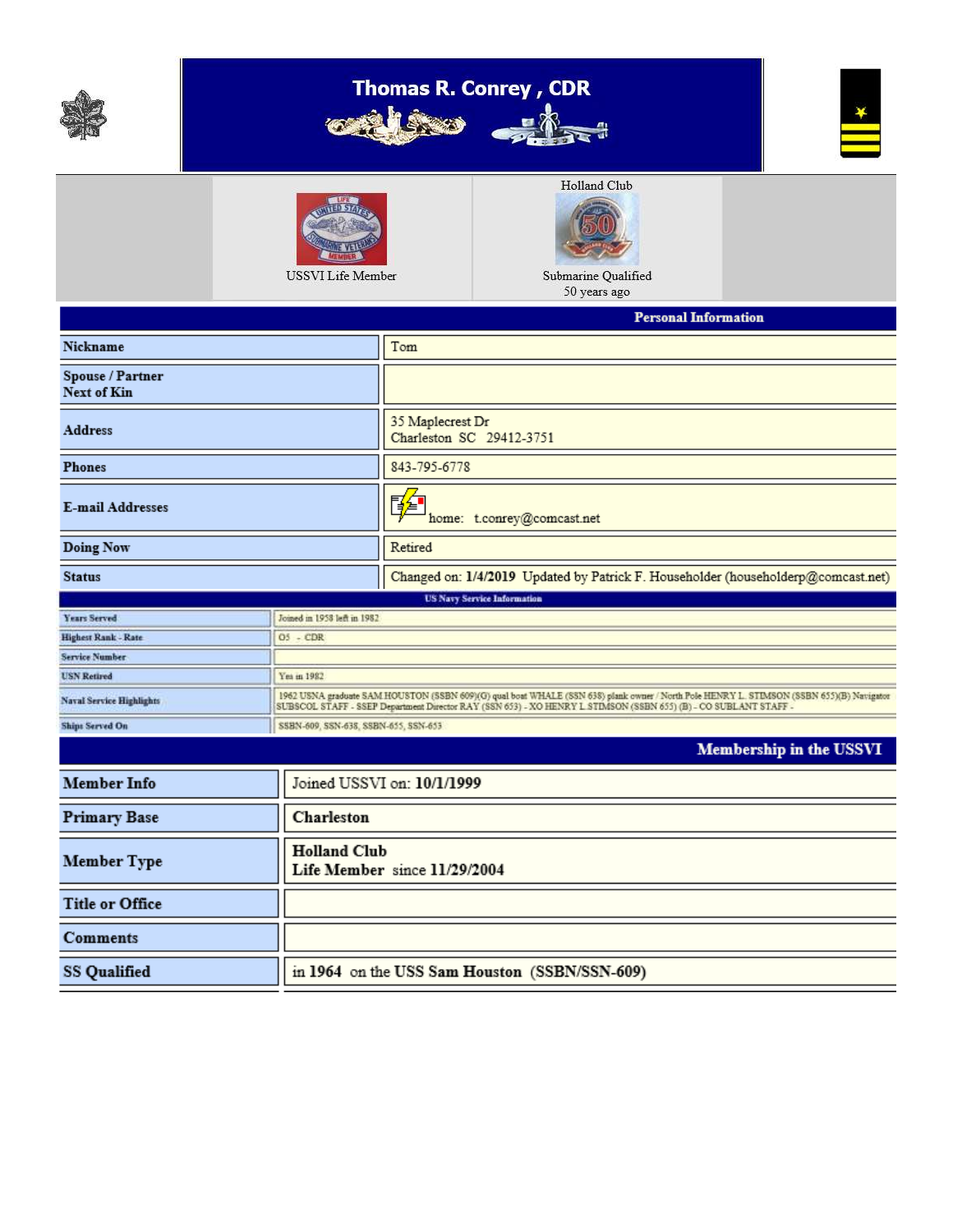# Thomas R. Conrey , CDR

USSVI Life Member

Holland Club

Submarine Qualified
50 years ago

## Personal Information

| | |
|---|---|
| Nickname | Tom |
| Spouse / Partner<br>Next of Kin | |
| Address | 35 Maplecrest Dr<br>Charleston SC 29412-3751 |
| Phones | 843-795-6778 |
| E-mail Addresses | home: t.conrey@comcast.net |
| Doing Now | Retired |
| Status | Changed on: **1/4/2019** Updated by Patrick F. Householder (householderp@comcast.net) |

## US Navy Service Information

| | |
|---|---|
| Years Served | Joined in 1958 left in 1982 |
| Highest Rank - Rate | O5 - CDR |
| Service Number | |
| USN Retired | Yes in 1982 |
| Naval Service Highlights | 1962 USNA graduate SAM HOUSTON (SSBN 609)(G) qual boat WHALE (SSN 638) plank owner / North Pole HENRY L. STIMSON (SSBN 655)(B) Navigator SUBSCOL STAFF - SSEP Department Director RAY (SSN 653) - XO HENRY L STIMSON (SSBN 655) (B) - CO SUBLANT STAFF - |
| Ships Served On | SSBN-609, SSN-638, SSBN-655, SSN-653 |

## Membership in the USSVI

| | |
|---|---|
| **Member Info** | Joined USSVI on: **10/1/1999** |
| **Primary Base** | **Charleston** |
| **Member Type** | **Holland Club**<br>**Life Member** since **11/29/2004** |
| **Title or Office** | |
| **Comments** | |
| **SS Qualified** | in **1964** on the **USS Sam Houston** (**SSBN/SSN-609**) |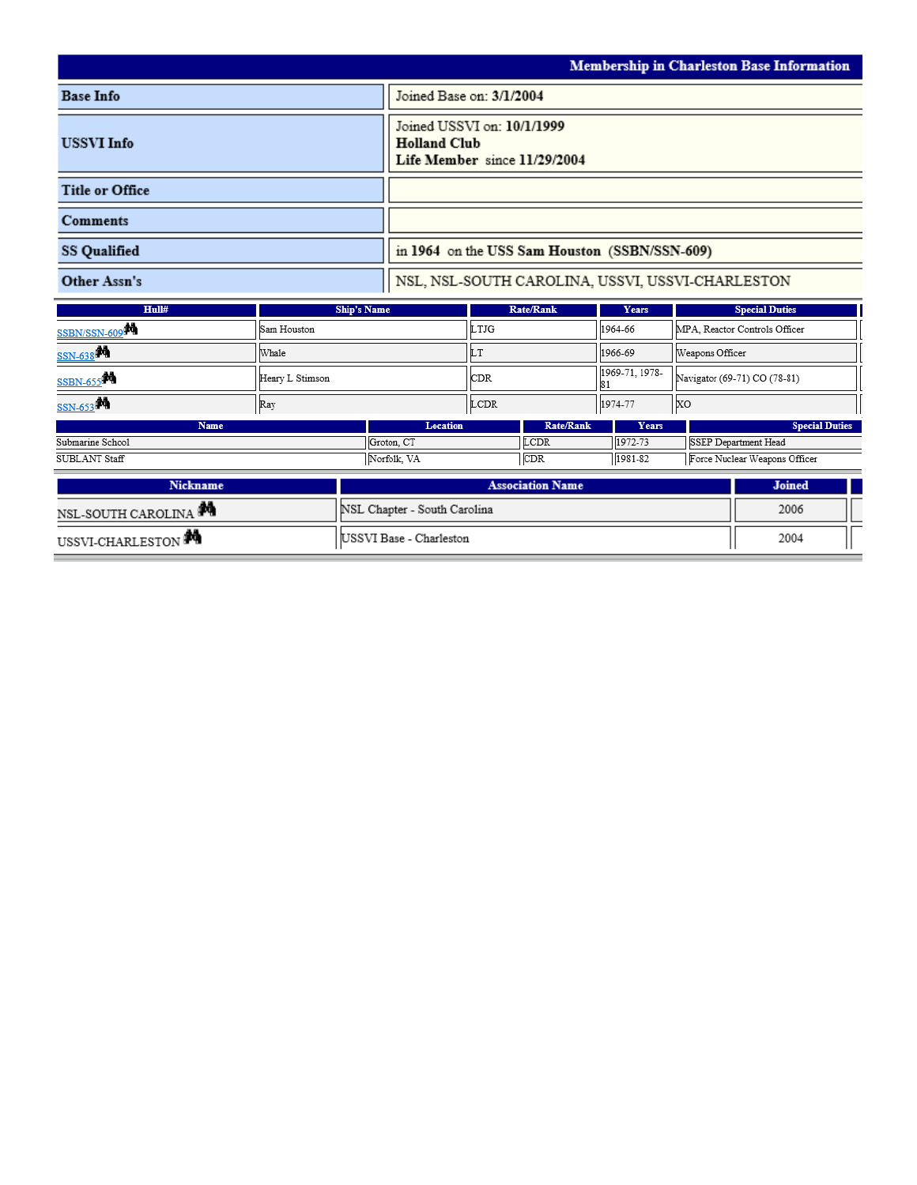## Membership in Charleston Base Information

| | |
|---|---|
| **Base Info** | Joined Base on: **3/1/2004** |
| **USSVI Info** | Joined USSVI on: **10/1/1999**<br>**Holland Club**<br>**Life Member** since **11/29/2004** |
| **Title or Office** | |
| **Comments** | |
| **SS Qualified** | in **1964** on the **USS Sam Houston (SSBN/SSN-609)** |
| **Other Assn's** | NSL, NSL-SOUTH CAROLINA, USSVI, USSVI-CHARLESTON |

| Hull# | Ship's Name | Rate/Rank | Years | Special Duties |
|---|---|---|---|---|
| SSBN/SSN-609 | Sam Houston | LTJG | 1964-66 | MPA, Reactor Controls Officer |
| SSN-638 | Whale | LT | 1966-69 | Weapons Officer |
| SSBN-655 | Henry L Stimson | CDR | 1969-71, 1978-81 | Navigator (69-71) CO (78-81) |
| SSN-653 | Ray | LCDR | 1974-77 | XO |

| Name | Location | Rate/Rank | Years | Special Duties |
|---|---|---|---|---|
| Submarine School | Groton, CT | LCDR | 1972-73 | SSEP Department Head |
| SUBLANT Staff | Norfolk, VA | CDR | 1981-82 | Force Nuclear Weapons Officer |

| Nickname | Association Name | Joined |
|---|---|---|
| NSL-SOUTH CAROLINA | NSL Chapter - South Carolina | 2006 |
| USSVI-CHARLESTON | USSVI Base - Charleston | 2004 |